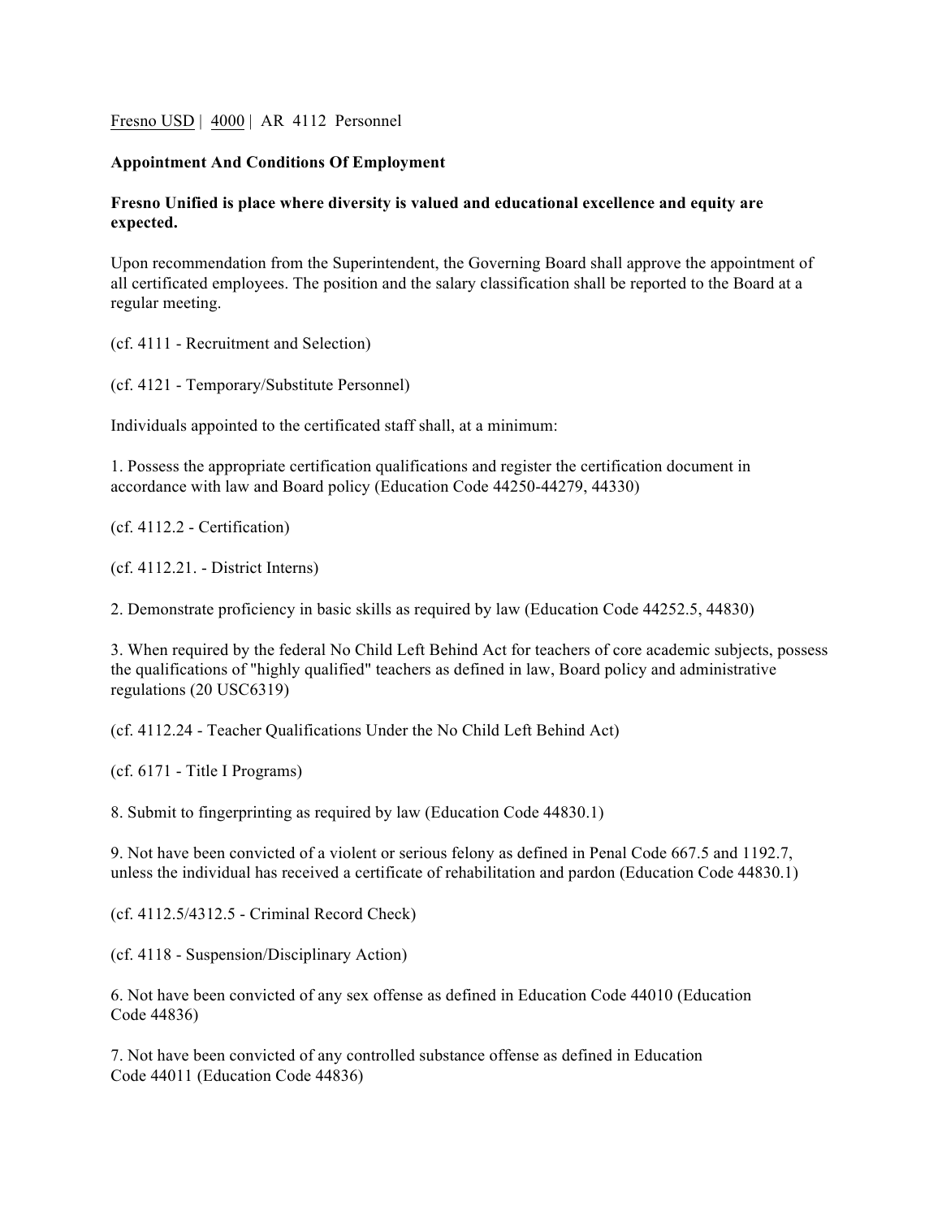Fresno USD | 4000 | AR 4112 Personnel

**Appointment And Conditions Of Employment**

**Fresno Unified is place where diversity is valued and educational excellence and equity are expected.**

Upon recommendation from the Superintendent, the Governing Board shall approve the appointment of all certificated employees. The position and the salary classification shall be reported to the Board at a regular meeting.

(cf. 4111 - Recruitment and Selection)

(cf. 4121 - Temporary/Substitute Personnel)

Individuals appointed to the certificated staff shall, at a minimum:

1. Possess the appropriate certification qualifications and register the certification document in accordance with law and Board policy (Education Code 44250-44279, 44330)

(cf. 4112.2 - Certification)

(cf. 4112.21. - District Interns)

2. Demonstrate proficiency in basic skills as required by law (Education Code 44252.5, 44830)

3. When required by the federal No Child Left Behind Act for teachers of core academic subjects, possess the qualifications of "highly qualified" teachers as defined in law, Board policy and administrative regulations (20 USC6319)

(cf. 4112.24 - Teacher Qualifications Under the No Child Left Behind Act)

(cf. 6171 - Title I Programs)

8. Submit to fingerprinting as required by law (Education Code 44830.1)

9. Not have been convicted of a violent or serious felony as defined in Penal Code 667.5 and 1192.7, unless the individual has received a certificate of rehabilitation and pardon (Education Code 44830.1)

(cf. 4112.5/4312.5 - Criminal Record Check)

(cf. 4118 - Suspension/Disciplinary Action)

6. Not have been convicted of any sex offense as defined in Education Code 44010 (Education Code 44836)

7. Not have been convicted of any controlled substance offense as defined in Education Code 44011 (Education Code 44836)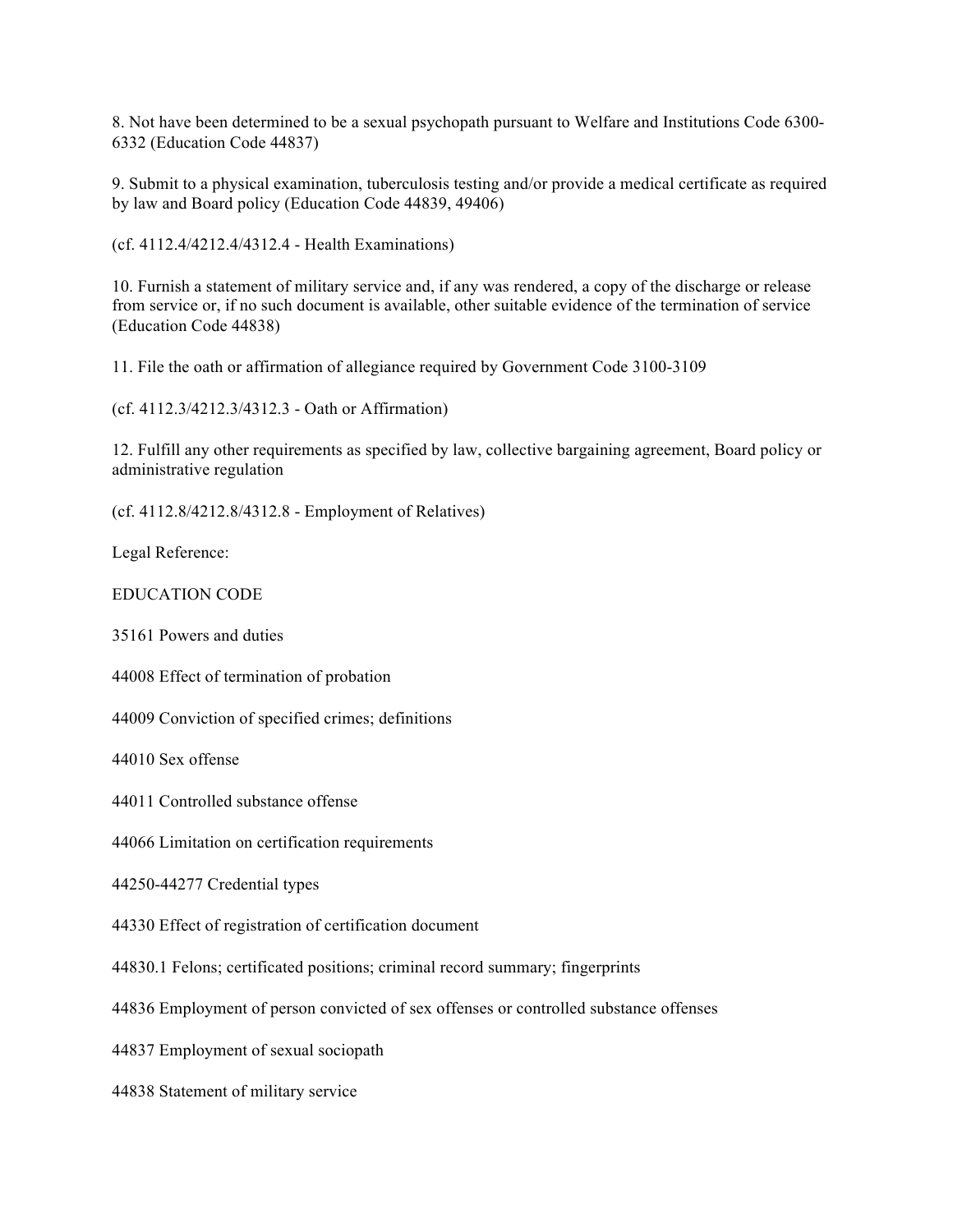8. Not have been determined to be a sexual psychopath pursuant to Welfare and Institutions Code 6300-6332 (Education Code 44837)

9. Submit to a physical examination, tuberculosis testing and/or provide a medical certificate as required by law and Board policy (Education Code 44839, 49406)

(cf. 4112.4/4212.4/4312.4 - Health Examinations)

10. Furnish a statement of military service and, if any was rendered, a copy of the discharge or release from service or, if no such document is available, other suitable evidence of the termination of service (Education Code 44838)

11. File the oath or affirmation of allegiance required by Government Code 3100-3109

(cf. 4112.3/4212.3/4312.3 - Oath or Affirmation)

12. Fulfill any other requirements as specified by law, collective bargaining agreement, Board policy or administrative regulation

(cf. 4112.8/4212.8/4312.8 - Employment of Relatives)

Legal Reference:

EDUCATION CODE

35161 Powers and duties

44008 Effect of termination of probation

44009 Conviction of specified crimes; definitions

44010 Sex offense

44011 Controlled substance offense

44066 Limitation on certification requirements

44250-44277 Credential types

44330 Effect of registration of certification document

44830.1 Felons; certificated positions; criminal record summary; fingerprints

44836 Employment of person convicted of sex offenses or controlled substance offenses

44837 Employment of sexual sociopath

44838 Statement of military service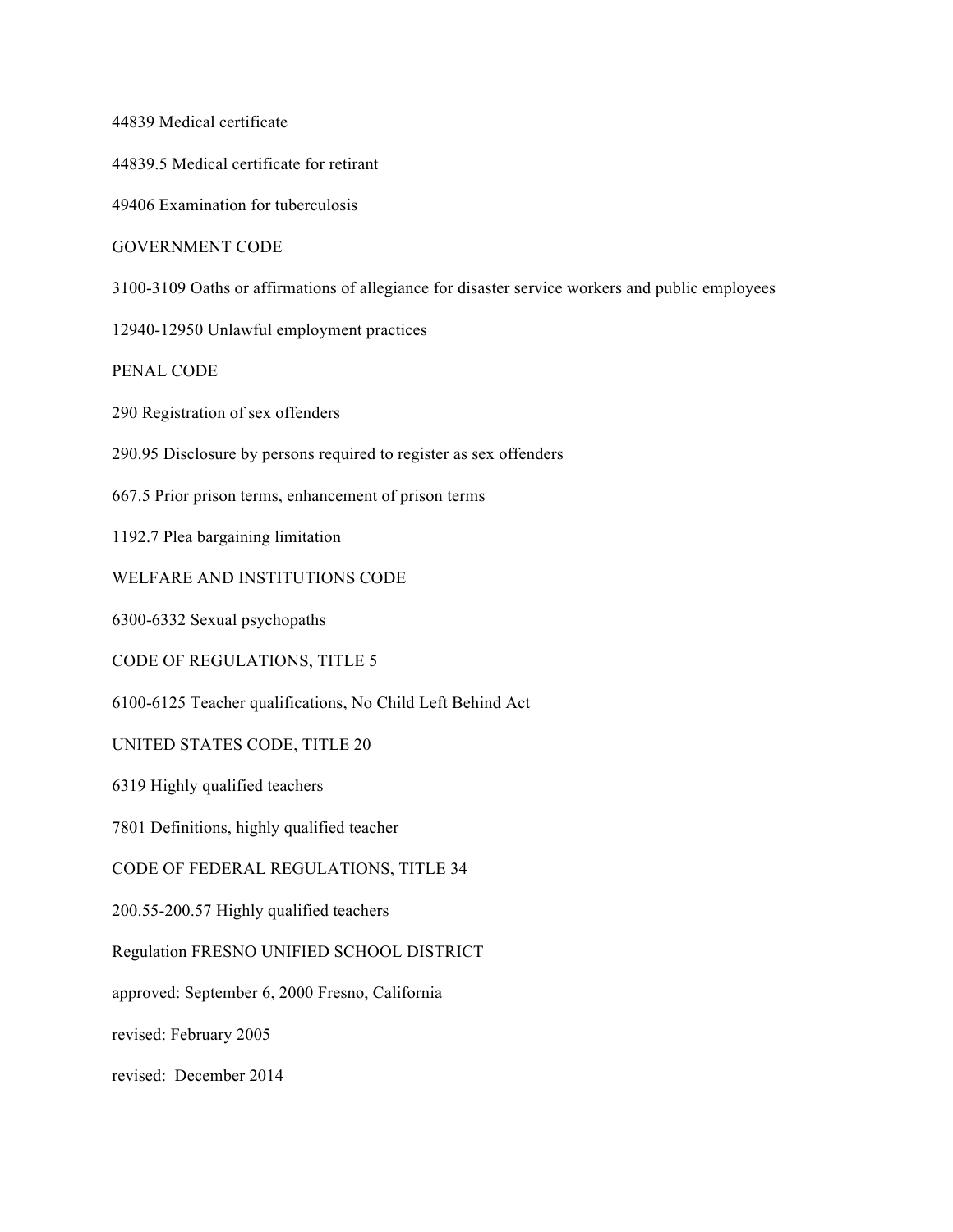44839 Medical certificate

44839.5 Medical certificate for retirant

49406 Examination for tuberculosis

GOVERNMENT CODE

3100-3109 Oaths or affirmations of allegiance for disaster service workers and public employees

12940-12950 Unlawful employment practices

PENAL CODE

290 Registration of sex offenders

290.95 Disclosure by persons required to register as sex offenders

667.5 Prior prison terms, enhancement of prison terms

1192.7 Plea bargaining limitation

WELFARE AND INSTITUTIONS CODE

6300-6332 Sexual psychopaths

CODE OF REGULATIONS, TITLE 5

6100-6125 Teacher qualifications, No Child Left Behind Act

UNITED STATES CODE, TITLE 20

6319 Highly qualified teachers

7801 Definitions, highly qualified teacher

CODE OF FEDERAL REGULATIONS, TITLE 34

200.55-200.57 Highly qualified teachers

Regulation FRESNO UNIFIED SCHOOL DISTRICT

approved: September 6, 2000 Fresno, California

revised: February 2005

revised: December 2014